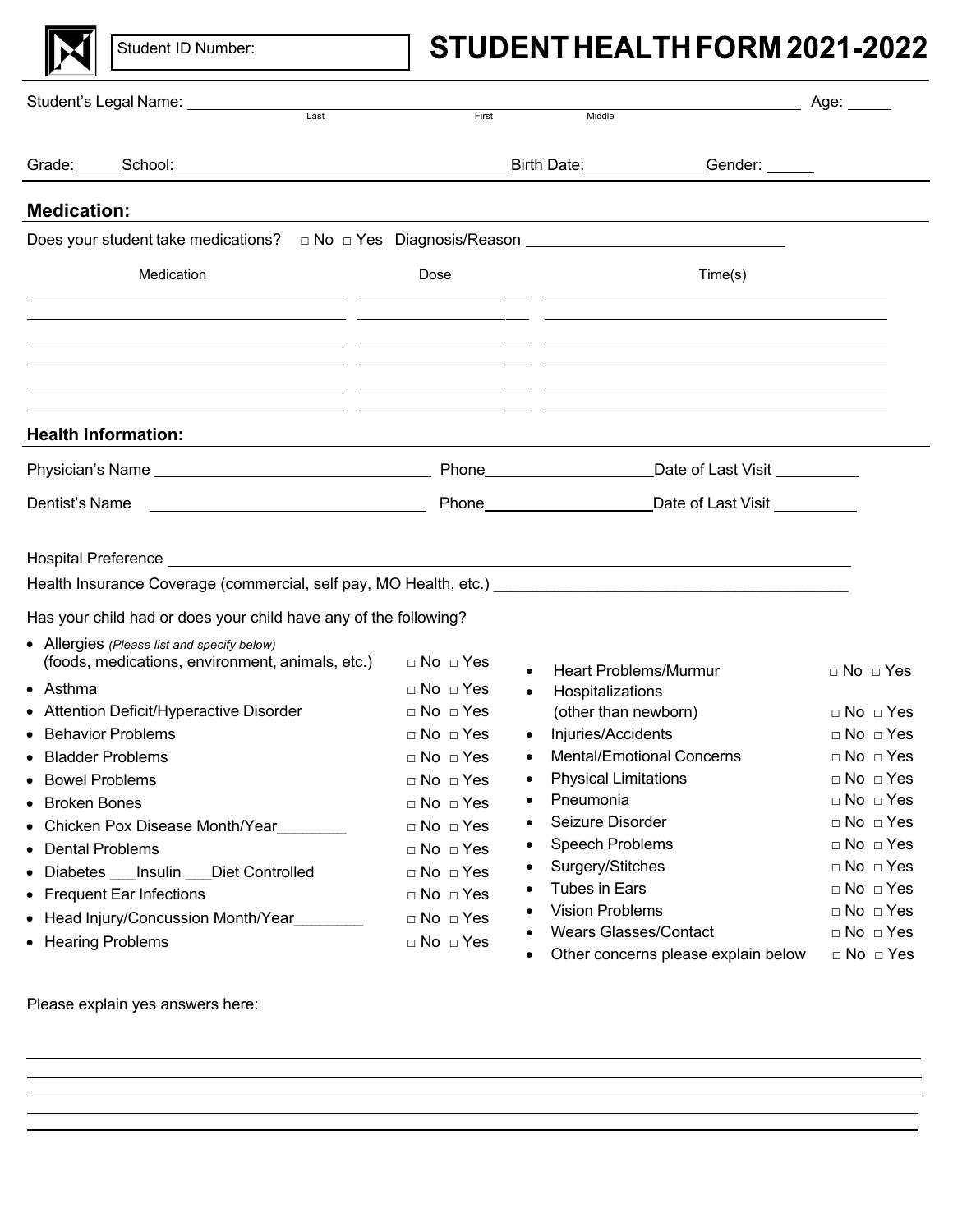Student ID Number:

# STUDENT HEALTH FORM 2021-2022

Student's Legal Name: ______________________________________________ Age: _____
Last First Middle

Grade:______School:________________________________________Birth Date:______________Gender: ______

## Medication:

Does your student take medications? □ No □ Yes Diagnosis/Reason ______________________________

| Medication | Dose | Time(s) |
|---|---|---|
| | | |
| | | |
| | | |
| | | |
| | | |
| | | |

## Health Information:

Physician's Name ________________________________ Phone____________________Date of Last Visit __________

Dentist's Name ________________________________ Phone____________________Date of Last Visit __________

Hospital Preference ______________________________________________________________________________

Health Insurance Coverage (commercial, self pay, MO Health, etc.) __________________________________________

Has your child had or does your child have any of the following?

- Allergies *(Please list and specify below)* (foods, medications, environment, animals, etc.) □ No □ Yes
- Asthma □ No □ Yes
- Attention Deficit/Hyperactive Disorder □ No □ Yes
- Behavior Problems □ No □ Yes
- Bladder Problems □ No □ Yes
- Bowel Problems □ No □ Yes
- Broken Bones □ No □ Yes
- Chicken Pox Disease Month/Year________ □ No □ Yes
- Dental Problems □ No □ Yes
- Diabetes ___Insulin ___Diet Controlled □ No □ Yes
- Frequent Ear Infections □ No □ Yes
- Head Injury/Concussion Month/Year________ □ No □ Yes
- Hearing Problems □ No □ Yes
- Heart Problems/Murmur □ No □ Yes
- Hospitalizations (other than newborn) □ No □ Yes
- Injuries/Accidents □ No □ Yes
- Mental/Emotional Concerns □ No □ Yes
- Physical Limitations □ No □ Yes
- Pneumonia □ No □ Yes
- Seizure Disorder □ No □ Yes
- Speech Problems □ No □ Yes
- Surgery/Stitches □ No □ Yes
- Tubes in Ears □ No □ Yes
- Vision Problems □ No □ Yes
- Wears Glasses/Contact □ No □ Yes
- Other concerns please explain below □ No □ Yes

Please explain yes answers here:

______________________________________________________________________________

______________________________________________________________________________

______________________________________________________________________________

______________________________________________________________________________

______________________________________________________________________________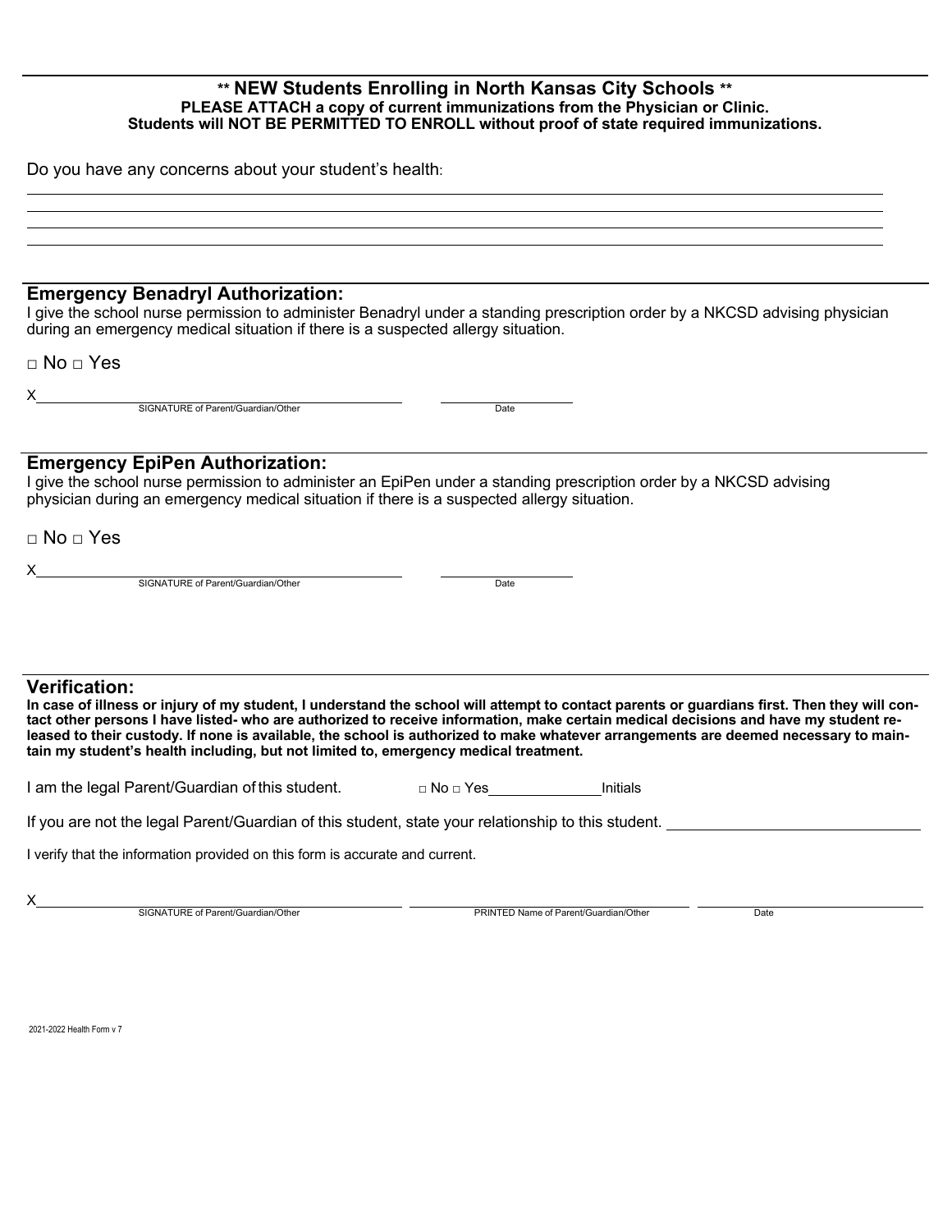**\*\* NEW Students Enrolling in North Kansas City Schools \*\***
**PLEASE ATTACH a copy of current immunizations from the Physician or Clinic.**
**Students will NOT BE PERMITTED TO ENROLL without proof of state required immunizations.**

Do you have any concerns about your student's health:

______________________________________________________________________

______________________________________________________________________

______________________________________________________________________

______________________________________________________________________

## Emergency Benadryl Authorization:

I give the school nurse permission to administer Benadryl under a standing prescription order by a NKCSD advising physician during an emergency medical situation if there is a suspected allergy situation.

□ No □ Yes

X______________________________________ ________________
SIGNATURE of Parent/Guardian/Other Date

## Emergency EpiPen Authorization:

I give the school nurse permission to administer an EpiPen under a standing prescription order by a NKCSD advising physician during an emergency medical situation if there is a suspected allergy situation.

□ No □ Yes

X______________________________________ ________________
SIGNATURE of Parent/Guardian/Other Date

## Verification:

**In case of illness or injury of my student, I understand the school will attempt to contact parents or guardians first. Then they will contact other persons I have listed- who are authorized to receive information, make certain medical decisions and have my student released to their custody. If none is available, the school is authorized to make whatever arrangements are deemed necessary to maintain my student's health including, but not limited to, emergency medical treatment.**

I am the legal Parent/Guardian of this student. □ No □ Yes____________Initials

If you are not the legal Parent/Guardian of this student, state your relationship to this student. ______________________

I verify that the information provided on this form is accurate and current.

X______________________________________ ______________________________ ________________
SIGNATURE of Parent/Guardian/Other PRINTED Name of Parent/Guardian/Other Date

2021-2022 Health Form v 7